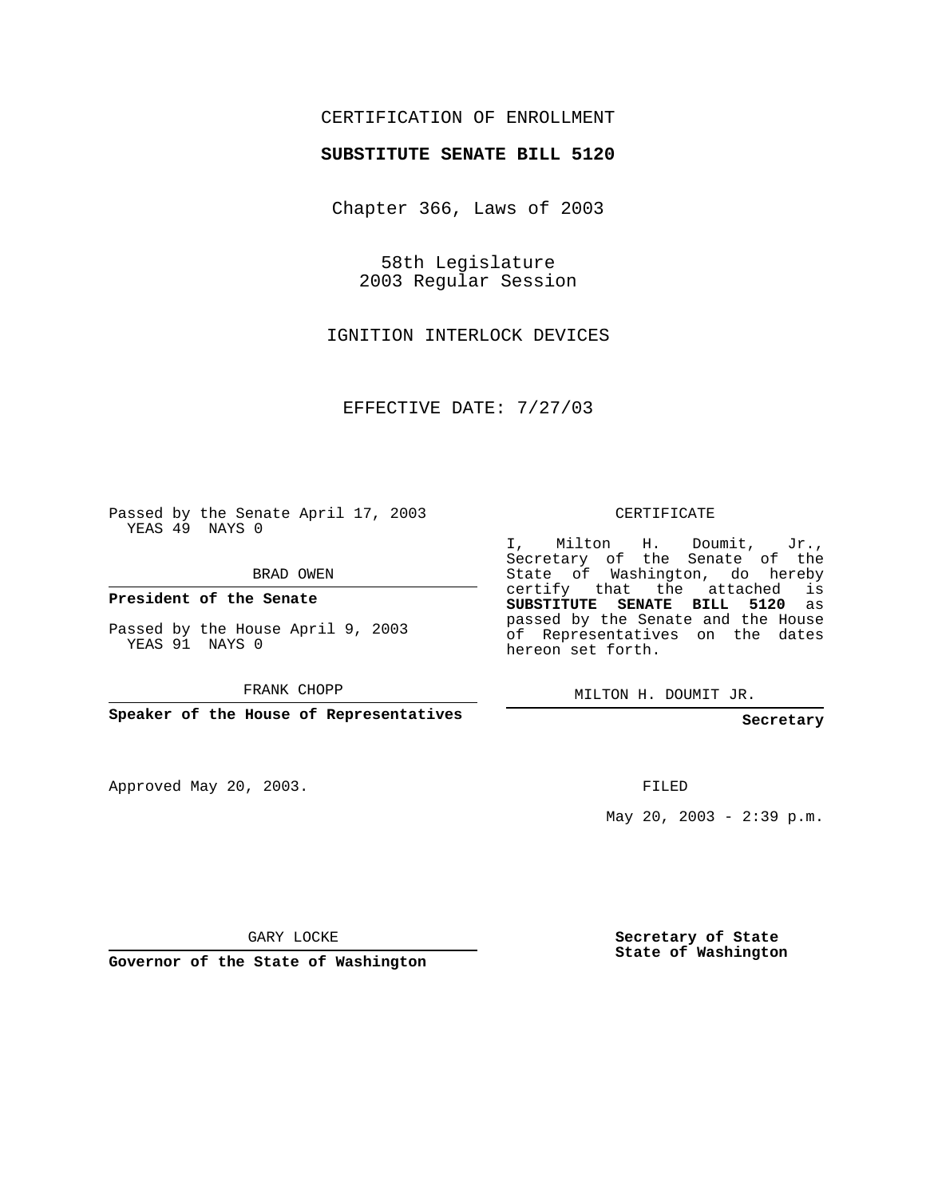CERTIFICATION OF ENROLLMENT

**SUBSTITUTE SENATE BILL 5120**

Chapter 366, Laws of 2003

58th Legislature
2003 Regular Session

IGNITION INTERLOCK DEVICES

EFFECTIVE DATE: 7/27/03

Passed by the Senate April 17, 2003
YEAS 49 NAYS 0

BRAD OWEN

**President of the Senate**

Passed by the House April 9, 2003
YEAS 91 NAYS 0

FRANK CHOPP

**Speaker of the House of Representatives**

CERTIFICATE

I, Milton H. Doumit, Jr., Secretary of the Senate of the State of Washington, do hereby certify that the attached is **SUBSTITUTE SENATE BILL 5120** as passed by the Senate and the House of Representatives on the dates hereon set forth.

MILTON H. DOUMIT JR.

**Secretary**

Approved May 20, 2003.

FILED

May 20, 2003 - 2:39 p.m.

GARY LOCKE

**Governor of the State of Washington**

**Secretary of State**
**State of Washington**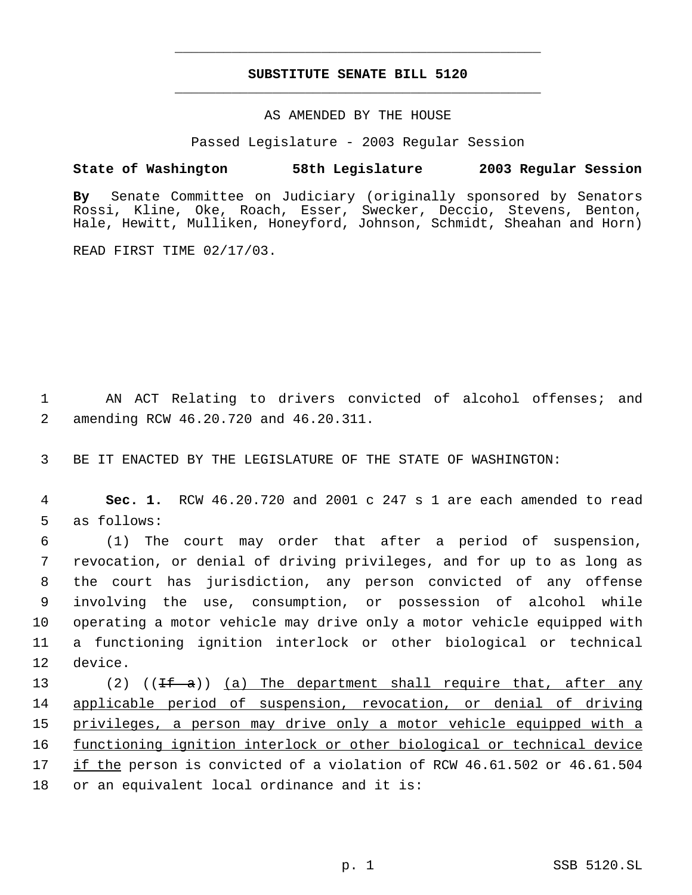# SUBSTITUTE SENATE BILL 5120

AS AMENDED BY THE HOUSE

Passed Legislature - 2003 Regular Session

**State of Washington 58th Legislature 2003 Regular Session**

**By** Senate Committee on Judiciary (originally sponsored by Senators Rossi, Kline, Oke, Roach, Esser, Swecker, Deccio, Stevens, Benton, Hale, Hewitt, Mulliken, Honeyford, Johnson, Schmidt, Sheahan and Horn)

READ FIRST TIME 02/17/03.

1 AN ACT Relating to drivers convicted of alcohol offenses; and 2 amending RCW 46.20.720 and 46.20.311.

3 BE IT ENACTED BY THE LEGISLATURE OF THE STATE OF WASHINGTON:

4 **Sec. 1.** RCW 46.20.720 and 2001 c 247 s 1 are each amended to read 5 as follows:

6 (1) The court may order that after a period of suspension, 7 revocation, or denial of driving privileges, and for up to as long as 8 the court has jurisdiction, any person convicted of any offense 9 involving the use, consumption, or possession of alcohol while 10 operating a motor vehicle may drive only a motor vehicle equipped with 11 a functioning ignition interlock or other biological or technical 12 device.

13 (2) ((~~If a~~)) <u>(a) The department shall require that, after any</u> 14 <u>applicable period of suspension, revocation, or denial of driving</u> 15 <u>privileges, a person may drive only a motor vehicle equipped with a</u> 16 <u>functioning ignition interlock or other biological or technical device</u> 17 <u>if the</u> person is convicted of a violation of RCW 46.61.502 or 46.61.504 18 or an equivalent local ordinance and it is: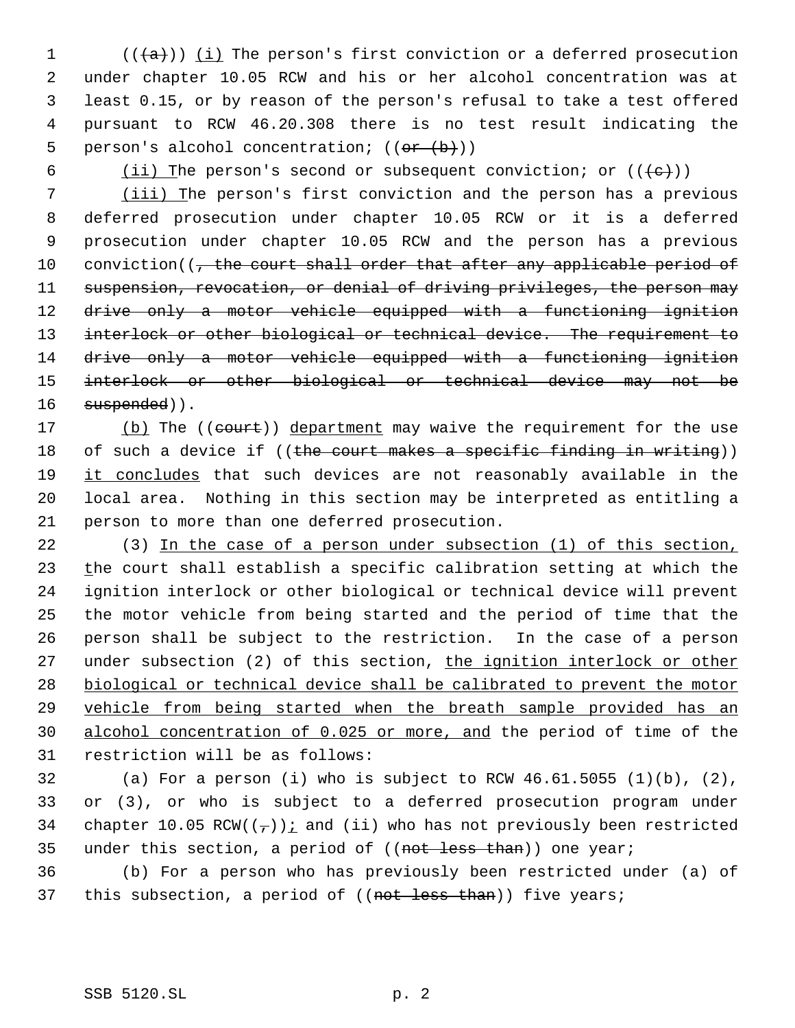((~~(a)~~)) <u>(i)</u> The person's first conviction or a deferred prosecution under chapter 10.05 RCW and his or her alcohol concentration was at least 0.15, or by reason of the person's refusal to take a test offered pursuant to RCW 46.20.308 there is no test result indicating the person's alcohol concentration; ((~~or (b)~~))

<u>(ii) T</u>he person's second or subsequent conviction; or ((~~(c)~~))

<u>(iii) T</u>he person's first conviction and the person has a previous deferred prosecution under chapter 10.05 RCW or it is a deferred prosecution under chapter 10.05 RCW and the person has a previous conviction((~~, the court shall order that after any applicable period of suspension, revocation, or denial of driving privileges, the person may drive only a motor vehicle equipped with a functioning ignition interlock or other biological or technical device. The requirement to drive only a motor vehicle equipped with a functioning ignition interlock or other biological or technical device may not be suspended~~)).

<u>(b)</u> The ((~~court~~)) <u>department</u> may waive the requirement for the use of such a device if ((~~the court makes a specific finding in writing~~)) <u>it concludes</u> that such devices are not reasonably available in the local area. Nothing in this section may be interpreted as entitling a person to more than one deferred prosecution.

(3) <u>In the case of a person under subsection (1) of this section, t</u>he court shall establish a specific calibration setting at which the ignition interlock or other biological or technical device will prevent the motor vehicle from being started and the period of time that the person shall be subject to the restriction. In the case of a person under subsection (2) of this section, <u>the ignition interlock or other biological or technical device shall be calibrated to prevent the motor vehicle from being started when the breath sample provided has an alcohol concentration of 0.025 or more, and</u> the period of time of the restriction will be as follows:

(a) For a person (i) who is subject to RCW 46.61.5055 (1)(b), (2), or (3), or who is subject to a deferred prosecution program under chapter 10.05 RCW((~~,~~))<u>;</u> and (ii) who has not previously been restricted under this section, a period of ((~~not less than~~)) one year;

(b) For a person who has previously been restricted under (a) of this subsection, a period of ((~~not less than~~)) five years;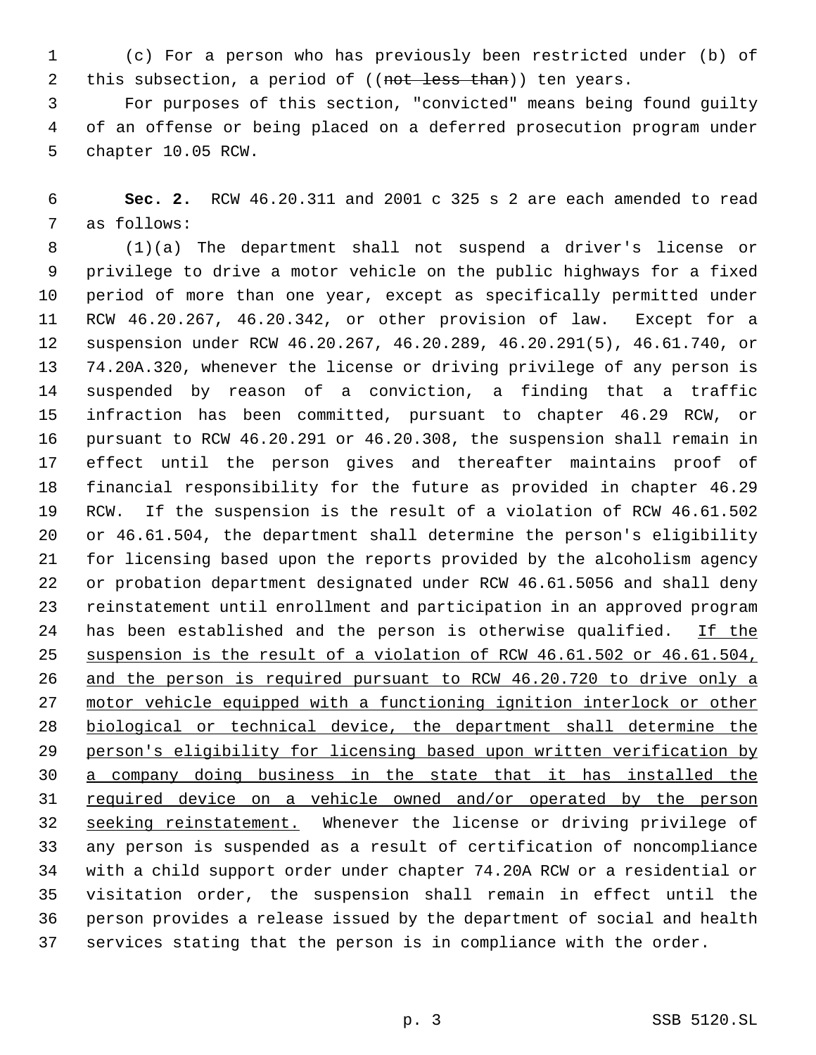(c) For a person who has previously been restricted under (b) of this subsection, a period of ((~~not less than~~)) ten years.

For purposes of this section, "convicted" means being found guilty of an offense or being placed on a deferred prosecution program under chapter 10.05 RCW.

**Sec. 2.** RCW 46.20.311 and 2001 c 325 s 2 are each amended to read as follows:

(1)(a) The department shall not suspend a driver's license or privilege to drive a motor vehicle on the public highways for a fixed period of more than one year, except as specifically permitted under RCW 46.20.267, 46.20.342, or other provision of law. Except for a suspension under RCW 46.20.267, 46.20.289, 46.20.291(5), 46.61.740, or 74.20A.320, whenever the license or driving privilege of any person is suspended by reason of a conviction, a finding that a traffic infraction has been committed, pursuant to chapter 46.29 RCW, or pursuant to RCW 46.20.291 or 46.20.308, the suspension shall remain in effect until the person gives and thereafter maintains proof of financial responsibility for the future as provided in chapter 46.29 RCW. If the suspension is the result of a violation of RCW 46.61.502 or 46.61.504, the department shall determine the person's eligibility for licensing based upon the reports provided by the alcoholism agency or probation department designated under RCW 46.61.5056 and shall deny reinstatement until enrollment and participation in an approved program has been established and the person is otherwise qualified. <u>If the suspension is the result of a violation of RCW 46.61.502 or 46.61.504, and the person is required pursuant to RCW 46.20.720 to drive only a motor vehicle equipped with a functioning ignition interlock or other biological or technical device, the department shall determine the person's eligibility for licensing based upon written verification by a company doing business in the state that it has installed the required device on a vehicle owned and/or operated by the person seeking reinstatement.</u> Whenever the license or driving privilege of any person is suspended as a result of certification of noncompliance with a child support order under chapter 74.20A RCW or a residential or visitation order, the suspension shall remain in effect until the person provides a release issued by the department of social and health services stating that the person is in compliance with the order.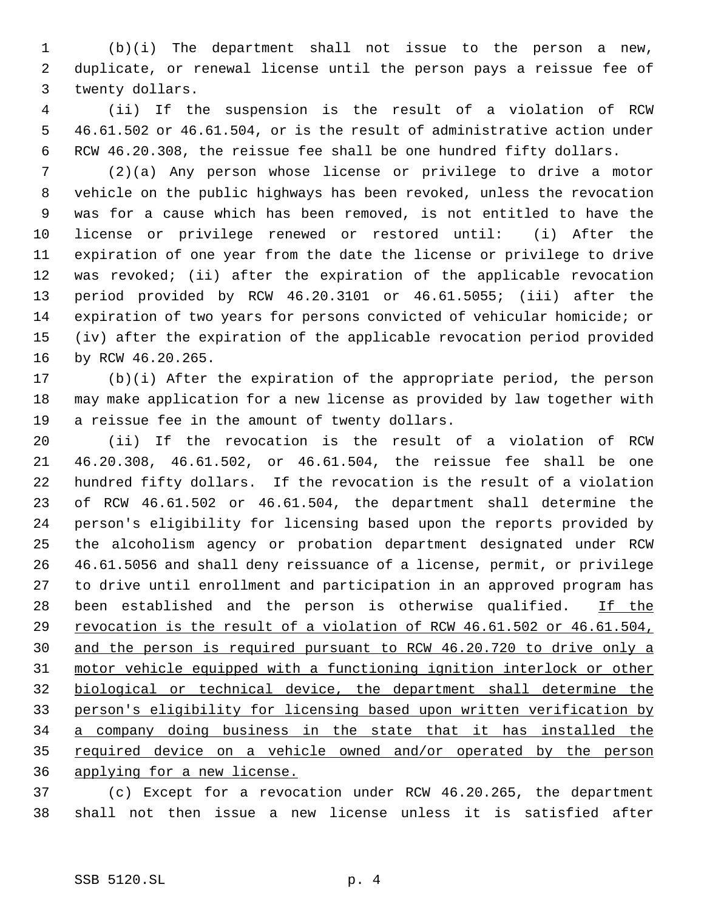(b)(i) The department shall not issue to the person a new, duplicate, or renewal license until the person pays a reissue fee of twenty dollars.

(ii) If the suspension is the result of a violation of RCW 46.61.502 or 46.61.504, or is the result of administrative action under RCW 46.20.308, the reissue fee shall be one hundred fifty dollars.

(2)(a) Any person whose license or privilege to drive a motor vehicle on the public highways has been revoked, unless the revocation was for a cause which has been removed, is not entitled to have the license or privilege renewed or restored until: (i) After the expiration of one year from the date the license or privilege to drive was revoked; (ii) after the expiration of the applicable revocation period provided by RCW 46.20.3101 or 46.61.5055; (iii) after the expiration of two years for persons convicted of vehicular homicide; or (iv) after the expiration of the applicable revocation period provided by RCW 46.20.265.

(b)(i) After the expiration of the appropriate period, the person may make application for a new license as provided by law together with a reissue fee in the amount of twenty dollars.

(ii) If the revocation is the result of a violation of RCW 46.20.308, 46.61.502, or 46.61.504, the reissue fee shall be one hundred fifty dollars. If the revocation is the result of a violation of RCW 46.61.502 or 46.61.504, the department shall determine the person's eligibility for licensing based upon the reports provided by the alcoholism agency or probation department designated under RCW 46.61.5056 and shall deny reissuance of a license, permit, or privilege to drive until enrollment and participation in an approved program has been established and the person is otherwise qualified. <u>If the revocation is the result of a violation of RCW 46.61.502 or 46.61.504, and the person is required pursuant to RCW 46.20.720 to drive only a motor vehicle equipped with a functioning ignition interlock or other biological or technical device, the department shall determine the person's eligibility for licensing based upon written verification by a company doing business in the state that it has installed the required device on a vehicle owned and/or operated by the person applying for a new license.</u>

(c) Except for a revocation under RCW 46.20.265, the department shall not then issue a new license unless it is satisfied after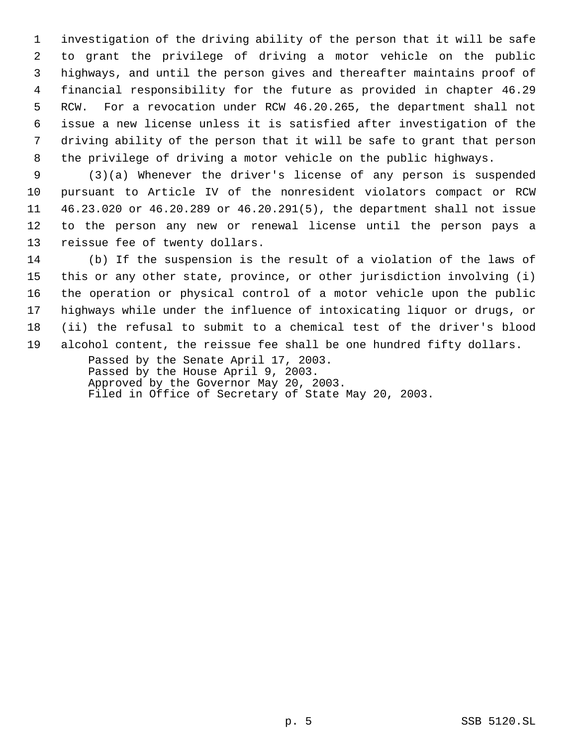investigation of the driving ability of the person that it will be safe to grant the privilege of driving a motor vehicle on the public highways, and until the person gives and thereafter maintains proof of financial responsibility for the future as provided in chapter 46.29 RCW. For a revocation under RCW 46.20.265, the department shall not issue a new license unless it is satisfied after investigation of the driving ability of the person that it will be safe to grant that person the privilege of driving a motor vehicle on the public highways.

(3)(a) Whenever the driver's license of any person is suspended pursuant to Article IV of the nonresident violators compact or RCW 46.23.020 or 46.20.289 or 46.20.291(5), the department shall not issue to the person any new or renewal license until the person pays a reissue fee of twenty dollars.

(b) If the suspension is the result of a violation of the laws of this or any other state, province, or other jurisdiction involving (i) the operation or physical control of a motor vehicle upon the public highways while under the influence of intoxicating liquor or drugs, or (ii) the refusal to submit to a chemical test of the driver's blood alcohol content, the reissue fee shall be one hundred fifty dollars.

Passed by the Senate April 17, 2003.
Passed by the House April 9, 2003.
Approved by the Governor May 20, 2003.
Filed in Office of Secretary of State May 20, 2003.